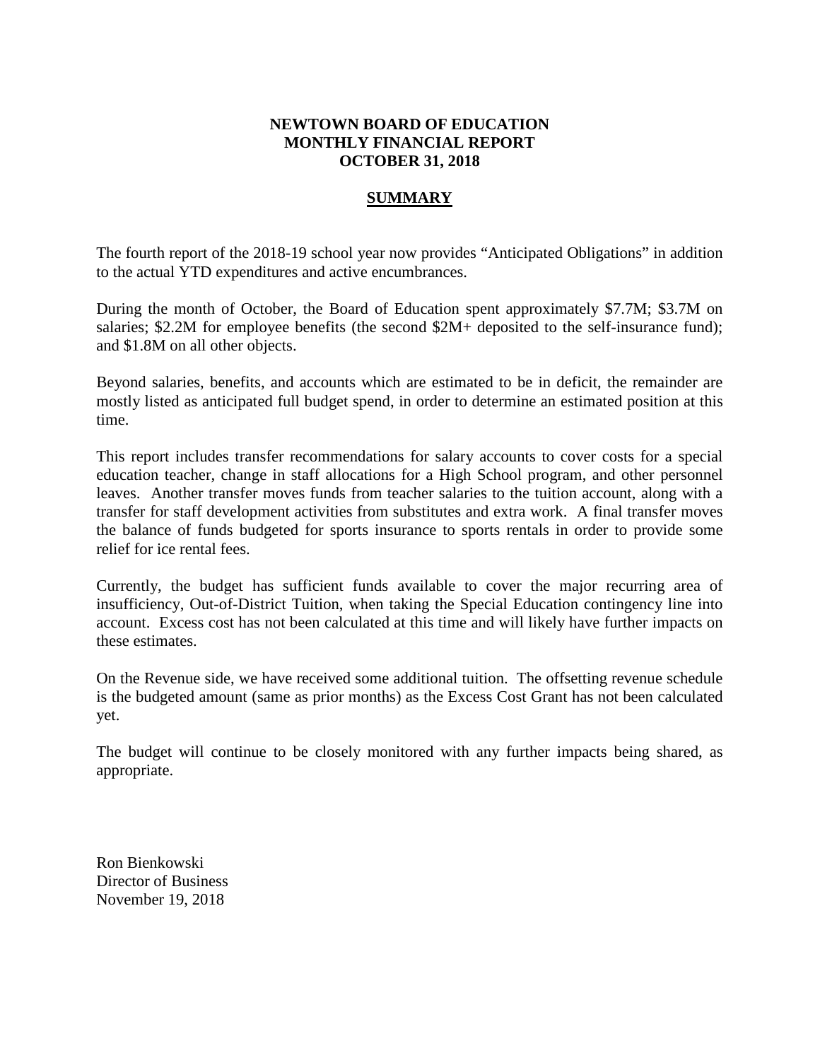# NEWTOWN BOARD OF EDUCATION
# MONTHLY FINANCIAL REPORT
# OCTOBER 31, 2018

## SUMMARY

The fourth report of the 2018-19 school year now provides "Anticipated Obligations" in addition to the actual YTD expenditures and active encumbrances.

During the month of October, the Board of Education spent approximately $7.7M; $3.7M on salaries; $2.2M for employee benefits (the second $2M+ deposited to the self-insurance fund); and $1.8M on all other objects.

Beyond salaries, benefits, and accounts which are estimated to be in deficit, the remainder are mostly listed as anticipated full budget spend, in order to determine an estimated position at this time.

This report includes transfer recommendations for salary accounts to cover costs for a special education teacher, change in staff allocations for a High School program, and other personnel leaves. Another transfer moves funds from teacher salaries to the tuition account, along with a transfer for staff development activities from substitutes and extra work. A final transfer moves the balance of funds budgeted for sports insurance to sports rentals in order to provide some relief for ice rental fees.

Currently, the budget has sufficient funds available to cover the major recurring area of insufficiency, Out-of-District Tuition, when taking the Special Education contingency line into account. Excess cost has not been calculated at this time and will likely have further impacts on these estimates.

On the Revenue side, we have received some additional tuition. The offsetting revenue schedule is the budgeted amount (same as prior months) as the Excess Cost Grant has not been calculated yet.

The budget will continue to be closely monitored with any further impacts being shared, as appropriate.

Ron Bienkowski
Director of Business
November 19, 2018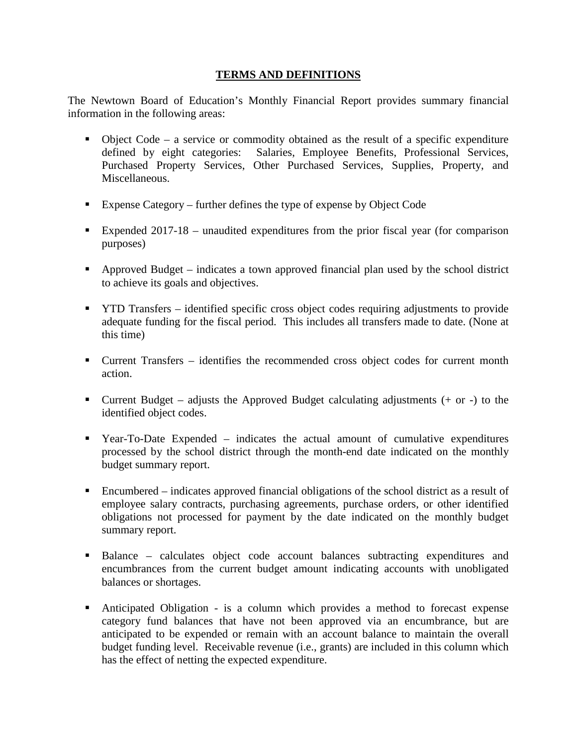## TERMS AND DEFINITIONS

The Newtown Board of Education's Monthly Financial Report provides summary financial information in the following areas:

- Object Code – a service or commodity obtained as the result of a specific expenditure defined by eight categories: Salaries, Employee Benefits, Professional Services, Purchased Property Services, Other Purchased Services, Supplies, Property, and Miscellaneous.
- Expense Category – further defines the type of expense by Object Code
- Expended 2017-18 – unaudited expenditures from the prior fiscal year (for comparison purposes)
- Approved Budget – indicates a town approved financial plan used by the school district to achieve its goals and objectives.
- YTD Transfers – identified specific cross object codes requiring adjustments to provide adequate funding for the fiscal period. This includes all transfers made to date. (None at this time)
- Current Transfers – identifies the recommended cross object codes for current month action.
- Current Budget – adjusts the Approved Budget calculating adjustments (+ or -) to the identified object codes.
- Year-To-Date Expended – indicates the actual amount of cumulative expenditures processed by the school district through the month-end date indicated on the monthly budget summary report.
- Encumbered – indicates approved financial obligations of the school district as a result of employee salary contracts, purchasing agreements, purchase orders, or other identified obligations not processed for payment by the date indicated on the monthly budget summary report.
- Balance – calculates object code account balances subtracting expenditures and encumbrances from the current budget amount indicating accounts with unobligated balances or shortages.
- Anticipated Obligation - is a column which provides a method to forecast expense category fund balances that have not been approved via an encumbrance, but are anticipated to be expended or remain with an account balance to maintain the overall budget funding level. Receivable revenue (i.e., grants) are included in this column which has the effect of netting the expected expenditure.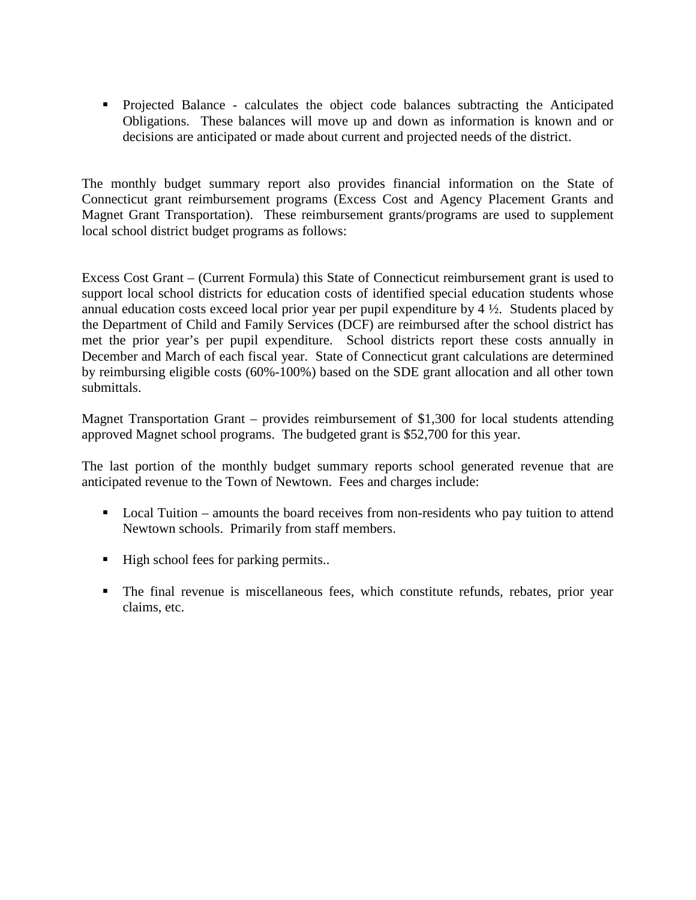- Projected Balance - calculates the object code balances subtracting the Anticipated Obligations. These balances will move up and down as information is known and or decisions are anticipated or made about current and projected needs of the district.

The monthly budget summary report also provides financial information on the State of Connecticut grant reimbursement programs (Excess Cost and Agency Placement Grants and Magnet Grant Transportation). These reimbursement grants/programs are used to supplement local school district budget programs as follows:

Excess Cost Grant – (Current Formula) this State of Connecticut reimbursement grant is used to support local school districts for education costs of identified special education students whose annual education costs exceed local prior year per pupil expenditure by 4 ½. Students placed by the Department of Child and Family Services (DCF) are reimbursed after the school district has met the prior year's per pupil expenditure. School districts report these costs annually in December and March of each fiscal year. State of Connecticut grant calculations are determined by reimbursing eligible costs (60%-100%) based on the SDE grant allocation and all other town submittals.

Magnet Transportation Grant – provides reimbursement of $1,300 for local students attending approved Magnet school programs. The budgeted grant is $52,700 for this year.

The last portion of the monthly budget summary reports school generated revenue that are anticipated revenue to the Town of Newtown. Fees and charges include:

- Local Tuition – amounts the board receives from non-residents who pay tuition to attend Newtown schools. Primarily from staff members.

- High school fees for parking permits..

- The final revenue is miscellaneous fees, which constitute refunds, rebates, prior year claims, etc.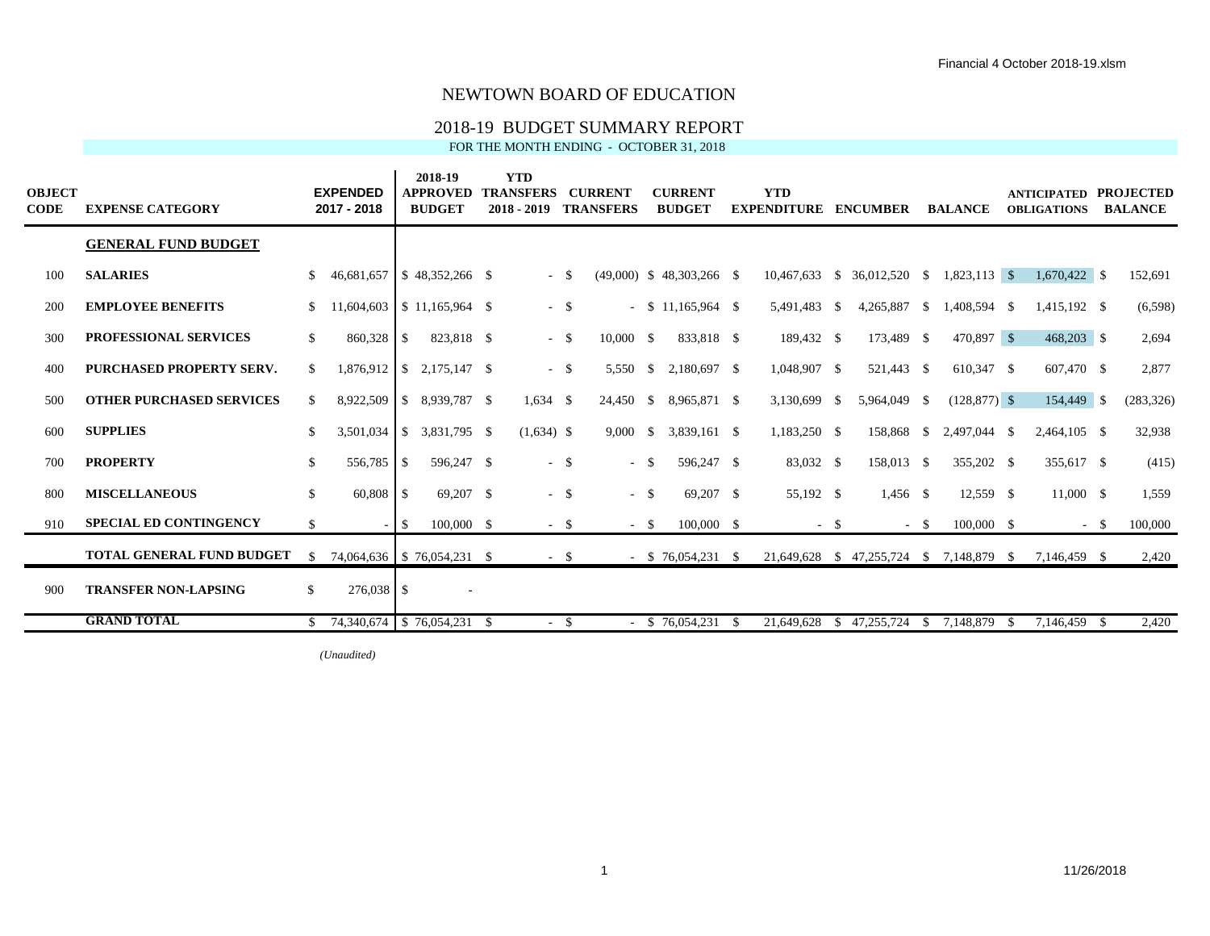Financial 4 October 2018-19.xlsm

# NEWTOWN BOARD OF EDUCATION

## 2018-19 BUDGET SUMMARY REPORT

FOR THE MONTH ENDING - OCTOBER 31, 2018

| OBJECT CODE | EXPENSE CATEGORY | EXPENDED 2017 - 2018 | 2018-19 APPROVED BUDGET | YTD TRANSFERS 2018 - 2019 | CURRENT TRANSFERS | CURRENT BUDGET | YTD EXPENDITURE | ENCUMBER | BALANCE | ANTICIPATED OBLIGATIONS | PROJECTED BALANCE |
|---|---|---|---|---|---|---|---|---|---|---|---|
| | **GENERAL FUND BUDGET** | | | | | | | | | | |
| 100 | **SALARIES** | $ 46,681,657 | $ 48,352,266 | $ - | $ (49,000) | $ 48,303,266 | $ 10,467,633 | $ 36,012,520 | $ 1,823,113 | $ 1,670,422 | $ 152,691 |
| 200 | **EMPLOYEE BENEFITS** | $ 11,604,603 | $ 11,165,964 | $ - | $ - | $ 11,165,964 | $ 5,491,483 | $ 4,265,887 | $ 1,408,594 | $ 1,415,192 | $ (6,598) |
| 300 | **PROFESSIONAL SERVICES** | $ 860,328 | $ 823,818 | $ - | $ 10,000 | $ 833,818 | $ 189,432 | $ 173,489 | $ 470,897 | $ 468,203 | $ 2,694 |
| 400 | **PURCHASED PROPERTY SERV.** | $ 1,876,912 | $ 2,175,147 | $ - | $ 5,550 | $ 2,180,697 | $ 1,048,907 | $ 521,443 | $ 610,347 | $ 607,470 | $ 2,877 |
| 500 | **OTHER PURCHASED SERVICES** | $ 8,922,509 | $ 8,939,787 | $ 1,634 | $ 24,450 | $ 8,965,871 | $ 3,130,699 | $ 5,964,049 | $ (128,877) | $ 154,449 | $ (283,326) |
| 600 | **SUPPLIES** | $ 3,501,034 | $ 3,831,795 | $ (1,634) | $ 9,000 | $ 3,839,161 | $ 1,183,250 | $ 158,868 | $ 2,497,044 | $ 2,464,105 | $ 32,938 |
| 700 | **PROPERTY** | $ 556,785 | $ 596,247 | $ - | $ - | $ 596,247 | $ 83,032 | $ 158,013 | $ 355,202 | $ 355,617 | $ (415) |
| 800 | **MISCELLANEOUS** | $ 60,808 | $ 69,207 | $ - | $ - | $ 69,207 | $ 55,192 | $ 1,456 | $ 12,559 | $ 11,000 | $ 1,559 |
| 910 | **SPECIAL ED CONTINGENCY** | $ - | $ 100,000 | $ - | $ - | $ 100,000 | $ - | $ - | $ 100,000 | $ - | $ 100,000 |
| | **TOTAL GENERAL FUND BUDGET** | $ 74,064,636 | $ 76,054,231 | $ - | $ - | $ 76,054,231 | $ 21,649,628 | $ 47,255,724 | $ 7,148,879 | $ 7,146,459 | $ 2,420 |
| 900 | **TRANSFER NON-LAPSING** | $ 276,038 | $ - | | | | | | | | |
| | **GRAND TOTAL** | $ 74,340,674 | $ 76,054,231 | $ - | $ - | $ 76,054,231 | $ 21,649,628 | $ 47,255,724 | $ 7,148,879 | $ 7,146,459 | $ 2,420 |

*(Unaudited)*

11/26/2018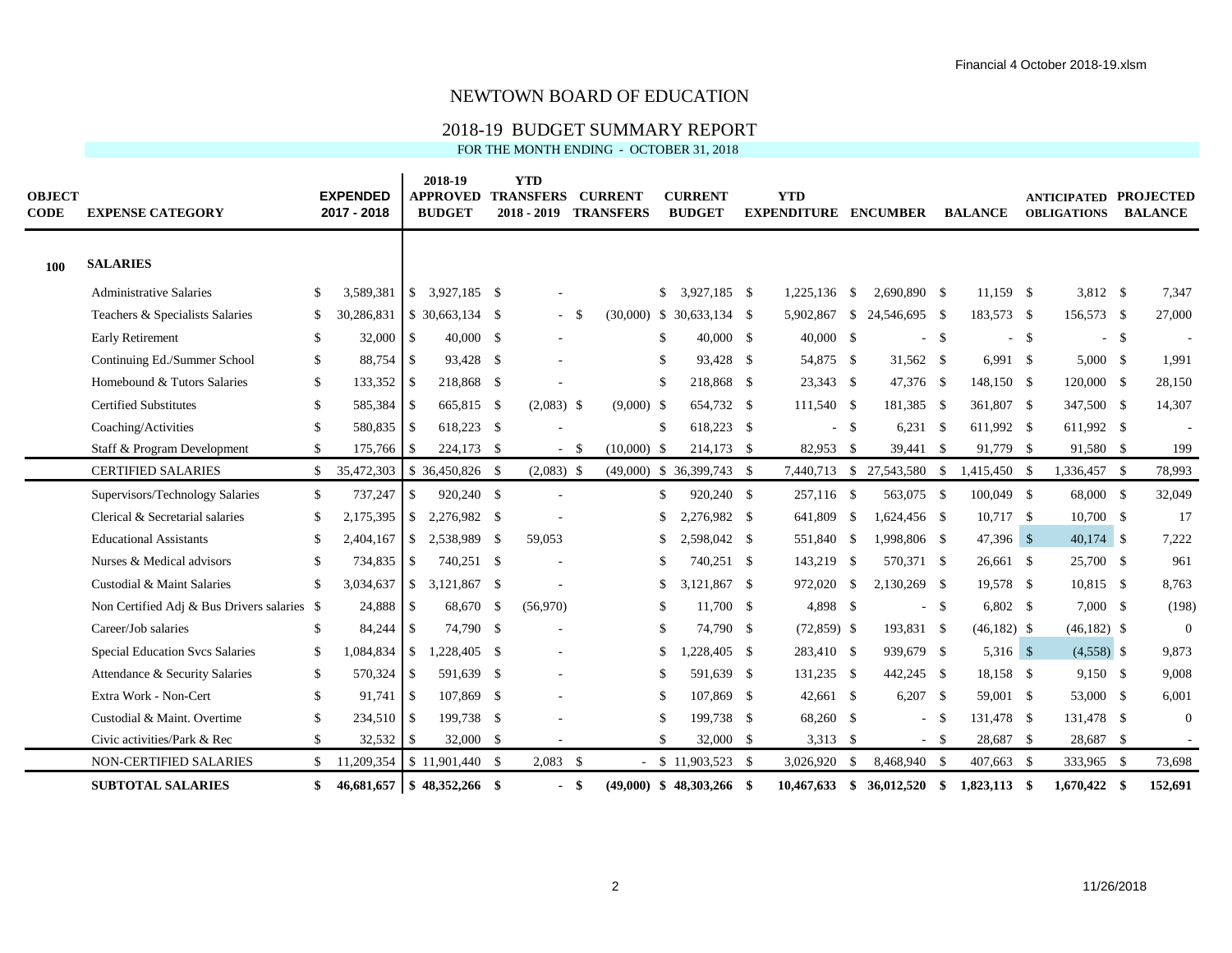# NEWTOWN BOARD OF EDUCATION

## 2018-19 BUDGET SUMMARY REPORT

FOR THE MONTH ENDING - OCTOBER 31, 2018

| OBJECT CODE | EXPENSE CATEGORY | EXPENDED 2017 - 2018 | 2018-19 APPROVED BUDGET | YTD TRANSFERS 2018 - 2019 | CURRENT TRANSFERS | CURRENT BUDGET | YTD EXPENDITURE | ENCUMBER | BALANCE | ANTICIPATED OBLIGATIONS | PROJECTED BALANCE |
|---|---|---|---|---|---|---|---|---|---|---|---|
| **100** | **SALARIES** | | | | | | | | | | |
| | Administrative Salaries | $ 3,589,381 | $ 3,927,185 | $ - | | $ 3,927,185 | $ 1,225,136 | $ 2,690,890 | $ 11,159 | $ 3,812 | $ 7,347 |
| | Teachers & Specialists Salaries | $ 30,286,831 | $ 30,663,134 | $ - | $ (30,000) | $ 30,633,134 | $ 5,902,867 | $ 24,546,695 | $ 183,573 | $ 156,573 | $ 27,000 |
| | Early Retirement | $ 32,000 | $ 40,000 | $ - | | $ 40,000 | $ 40,000 | $ - | $ - | $ - | $ - |
| | Continuing Ed./Summer School | $ 88,754 | $ 93,428 | $ - | | $ 93,428 | $ 54,875 | $ 31,562 | $ 6,991 | $ 5,000 | $ 1,991 |
| | Homebound & Tutors Salaries | $ 133,352 | $ 218,868 | $ - | | $ 218,868 | $ 23,343 | $ 47,376 | $ 148,150 | $ 120,000 | $ 28,150 |
| | Certified Substitutes | $ 585,384 | $ 665,815 | $ (2,083) | $ (9,000) | $ 654,732 | $ 111,540 | $ 181,385 | $ 361,807 | $ 347,500 | $ 14,307 |
| | Coaching/Activities | $ 580,835 | $ 618,223 | $ - | | $ 618,223 | $ - | $ 6,231 | $ 611,992 | $ 611,992 | $ - |
| | Staff & Program Development | $ 175,766 | $ 224,173 | $ - | $ (10,000) | $ 214,173 | $ 82,953 | $ 39,441 | $ 91,779 | $ 91,580 | $ 199 |
| | CERTIFIED SALARIES | $ 35,472,303 | $ 36,450,826 | $ (2,083) | $ (49,000) | $ 36,399,743 | $ 7,440,713 | $ 27,543,580 | $ 1,415,450 | $ 1,336,457 | $ 78,993 |
| | Supervisors/Technology Salaries | $ 737,247 | $ 920,240 | $ - | | $ 920,240 | $ 257,116 | $ 563,075 | $ 100,049 | $ 68,000 | $ 32,049 |
| | Clerical & Secretarial salaries | $ 2,175,395 | $ 2,276,982 | $ - | | $ 2,276,982 | $ 641,809 | $ 1,624,456 | $ 10,717 | $ 10,700 | $ 17 |
| | Educational Assistants | $ 2,404,167 | $ 2,538,989 | $ 59,053 | | $ 2,598,042 | $ 551,840 | $ 1,998,806 | $ 47,396 | $ 40,174 | $ 7,222 |
| | Nurses & Medical advisors | $ 734,835 | $ 740,251 | $ - | | $ 740,251 | $ 143,219 | $ 570,371 | $ 26,661 | $ 25,700 | $ 961 |
| | Custodial & Maint Salaries | $ 3,034,637 | $ 3,121,867 | $ - | | $ 3,121,867 | $ 972,020 | $ 2,130,269 | $ 19,578 | $ 10,815 | $ 8,763 |
| | Non Certified Adj & Bus Drivers salaries | $ 24,888 | $ 68,670 | $ (56,970) | | $ 11,700 | $ 4,898 | $ - | $ 6,802 | $ 7,000 | $ (198) |
| | Career/Job salaries | $ 84,244 | $ 74,790 | $ - | | $ 74,790 | $ (72,859) | $ 193,831 | $ (46,182) | $ (46,182) | $ 0 |
| | Special Education Svcs Salaries | $ 1,084,834 | $ 1,228,405 | $ - | | $ 1,228,405 | $ 283,410 | $ 939,679 | $ 5,316 | $ (4,558) | $ 9,873 |
| | Attendance & Security Salaries | $ 570,324 | $ 591,639 | $ - | | $ 591,639 | $ 131,235 | $ 442,245 | $ 18,158 | $ 9,150 | $ 9,008 |
| | Extra Work - Non-Cert | $ 91,741 | $ 107,869 | $ - | | $ 107,869 | $ 42,661 | $ 6,207 | $ 59,001 | $ 53,000 | $ 6,001 |
| | Custodial & Maint. Overtime | $ 234,510 | $ 199,738 | $ - | | $ 199,738 | $ 68,260 | $ - | $ 131,478 | $ 131,478 | $ 0 |
| | Civic activities/Park & Rec | $ 32,532 | $ 32,000 | $ - | | $ 32,000 | $ 3,313 | $ - | $ 28,687 | $ 28,687 | $ - |
| | NON-CERTIFIED SALARIES | $ 11,209,354 | $ 11,901,440 | $ 2,083 | $ - | $ 11,903,523 | $ 3,026,920 | $ 8,468,940 | $ 407,663 | $ 333,965 | $ 73,698 |
| | **SUBTOTAL SALARIES** | **$ 46,681,657** | **$ 48,352,266** | **$ -** | **$ (49,000)** | **$ 48,303,266** | **$ 10,467,633** | **$ 36,012,520** | **$ 1,823,113** | **$ 1,670,422** | **$ 152,691** |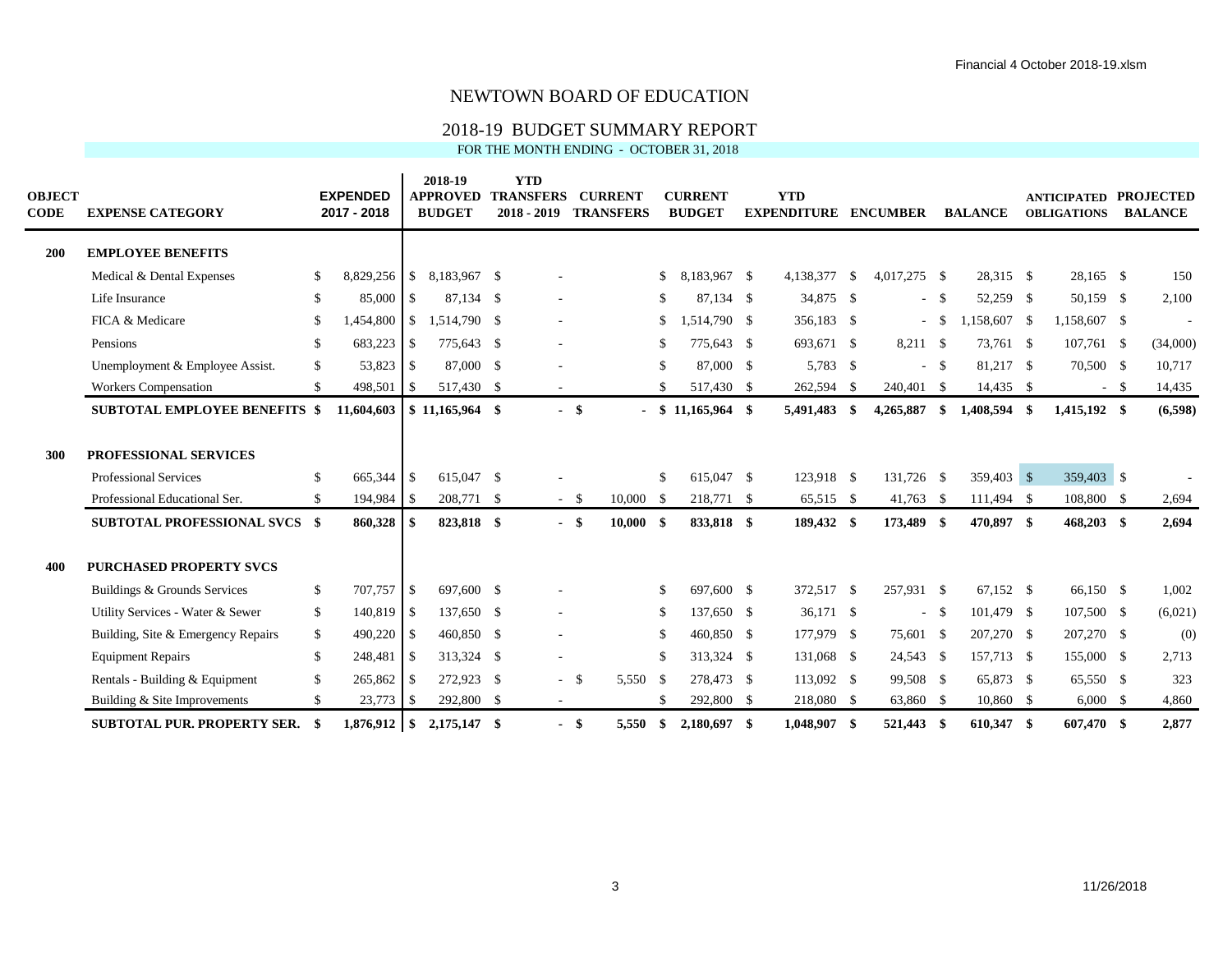# NEWTOWN BOARD OF EDUCATION

## 2018-19 BUDGET SUMMARY REPORT

FOR THE MONTH ENDING - OCTOBER 31, 2018

| OBJECT CODE | EXPENSE CATEGORY | EXPENDED 2017 - 2018 | 2018-19 APPROVED BUDGET | YTD TRANSFERS 2018 - 2019 | CURRENT TRANSFERS | CURRENT BUDGET | YTD EXPENDITURE | ENCUMBER | BALANCE | ANTICIPATED OBLIGATIONS | PROJECTED BALANCE |
|---|---|---|---|---|---|---|---|---|---|---|---|
| **200** | **EMPLOYEE BENEFITS** | | | | | | | | | | |
| | Medical & Dental Expenses | $ 8,829,256 | $ 8,183,967 | $ - | | $ 8,183,967 | $ 4,138,377 | $ 4,017,275 | $ 28,315 | $ 28,165 | $ 150 |
| | Life Insurance | $ 85,000 | $ 87,134 | $ - | | $ 87,134 | $ 34,875 | $ - | $ 52,259 | $ 50,159 | $ 2,100 |
| | FICA & Medicare | $ 1,454,800 | $ 1,514,790 | $ - | | $ 1,514,790 | $ 356,183 | $ - | $ 1,158,607 | $ 1,158,607 | $ - |
| | Pensions | $ 683,223 | $ 775,643 | $ - | | $ 775,643 | $ 693,671 | $ 8,211 | $ 73,761 | $ 107,761 | $ (34,000) |
| | Unemployment & Employee Assist. | $ 53,823 | $ 87,000 | $ - | | $ 87,000 | $ 5,783 | $ - | $ 81,217 | $ 70,500 | $ 10,717 |
| | Workers Compensation | $ 498,501 | $ 517,430 | $ - | | $ 517,430 | $ 262,594 | $ 240,401 | $ 14,435 | $ - | $ 14,435 |
| | **SUBTOTAL EMPLOYEE BENEFITS** | **$ 11,604,603** | **$ 11,165,964** | **$ -** | **$ -** | **$ 11,165,964** | **$ 5,491,483** | **$ 4,265,887** | **$ 1,408,594** | **$ 1,415,192** | **$ (6,598)** |
| **300** | **PROFESSIONAL SERVICES** | | | | | | | | | | |
| | Professional Services | $ 665,344 | $ 615,047 | $ - | | $ 615,047 | $ 123,918 | $ 131,726 | $ 359,403 | $ 359,403 | $ - |
| | Professional Educational Ser. | $ 194,984 | $ 208,771 | $ - | $ 10,000 | $ 218,771 | $ 65,515 | $ 41,763 | $ 111,494 | $ 108,800 | $ 2,694 |
| | **SUBTOTAL PROFESSIONAL SVCS** | **$ 860,328** | **$ 823,818** | **$ -** | **$ 10,000** | **$ 833,818** | **$ 189,432** | **$ 173,489** | **$ 470,897** | **$ 468,203** | **$ 2,694** |
| **400** | **PURCHASED PROPERTY SVCS** | | | | | | | | | | |
| | Buildings & Grounds Services | $ 707,757 | $ 697,600 | $ - | | $ 697,600 | $ 372,517 | $ 257,931 | $ 67,152 | $ 66,150 | $ 1,002 |
| | Utility Services - Water & Sewer | $ 140,819 | $ 137,650 | $ - | | $ 137,650 | $ 36,171 | $ - | $ 101,479 | $ 107,500 | $ (6,021) |
| | Building, Site & Emergency Repairs | $ 490,220 | $ 460,850 | $ - | | $ 460,850 | $ 177,979 | $ 75,601 | $ 207,270 | $ 207,270 | $ (0) |
| | Equipment Repairs | $ 248,481 | $ 313,324 | $ - | | $ 313,324 | $ 131,068 | $ 24,543 | $ 157,713 | $ 155,000 | $ 2,713 |
| | Rentals - Building & Equipment | $ 265,862 | $ 272,923 | $ - | $ 5,550 | $ 278,473 | $ 113,092 | $ 99,508 | $ 65,873 | $ 65,550 | $ 323 |
| | Building & Site Improvements | $ 23,773 | $ 292,800 | $ - | | $ 292,800 | $ 218,080 | $ 63,860 | $ 10,860 | $ 6,000 | $ 4,860 |
| | **SUBTOTAL PUR. PROPERTY SER.** | **$ 1,876,912** | **$ 2,175,147** | **$ -** | **$ 5,550** | **$ 2,180,697** | **$ 1,048,907** | **$ 521,443** | **$ 610,347** | **$ 607,470** | **$ 2,877** |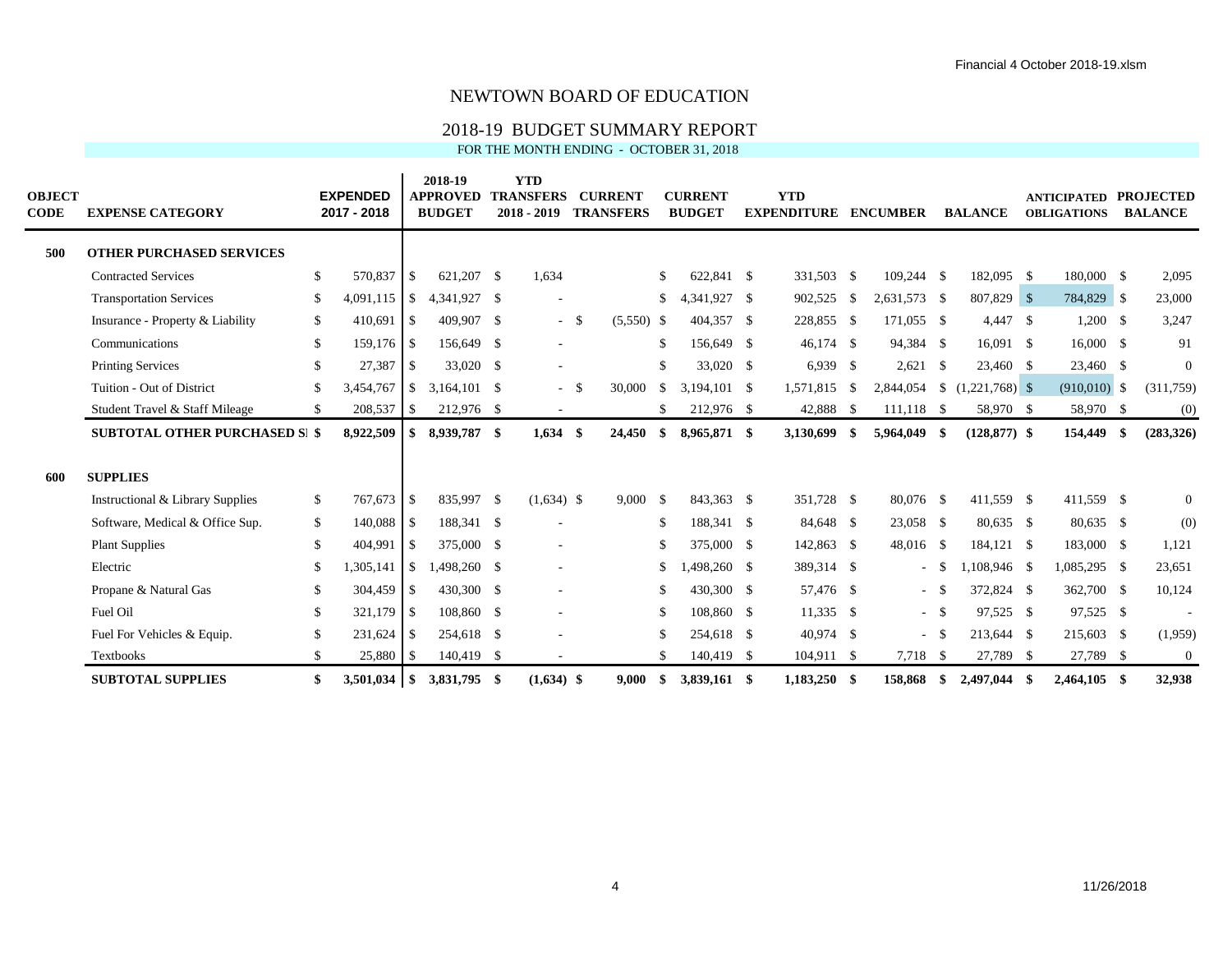# NEWTOWN BOARD OF EDUCATION

## 2018-19 BUDGET SUMMARY REPORT

FOR THE MONTH ENDING - OCTOBER 31, 2018

| OBJECT CODE | EXPENSE CATEGORY | EXPENDED 2017 - 2018 | 2018-19 APPROVED BUDGET | YTD TRANSFERS 2018 - 2019 | CURRENT TRANSFERS | CURRENT BUDGET | YTD EXPENDITURE | ENCUMBER | BALANCE | ANTICIPATED OBLIGATIONS | PROJECTED BALANCE |
|---|---|---|---|---|---|---|---|---|---|---|---|
| **500** | **OTHER PURCHASED SERVICES** | | | | | | | | | | |
| | Contracted Services | $ 570,837 | $ 621,207 | $ 1,634 | | $ 622,841 | $ 331,503 | $ 109,244 | $ 182,095 | $ 180,000 | $ 2,095 |
| | Transportation Services | $ 4,091,115 | $ 4,341,927 | $ - | | $ 4,341,927 | $ 902,525 | $ 2,631,573 | $ 807,829 | $ 784,829 | $ 23,000 |
| | Insurance - Property & Liability | $ 410,691 | $ 409,907 | $ - | $ (5,550) | $ 404,357 | $ 228,855 | $ 171,055 | $ 4,447 | $ 1,200 | $ 3,247 |
| | Communications | $ 159,176 | $ 156,649 | $ - | | $ 156,649 | $ 46,174 | $ 94,384 | $ 16,091 | $ 16,000 | $ 91 |
| | Printing Services | $ 27,387 | $ 33,020 | $ - | | $ 33,020 | $ 6,939 | $ 2,621 | $ 23,460 | $ 23,460 | $ 0 |
| | Tuition - Out of District | $ 3,454,767 | $ 3,164,101 | $ - | $ 30,000 | $ 3,194,101 | $ 1,571,815 | $ 2,844,054 | $ (1,221,768) | $ (910,010) | $ (311,759) |
| | Student Travel & Staff Mileage | $ 208,537 | $ 212,976 | $ - | | $ 212,976 | $ 42,888 | $ 111,118 | $ 58,970 | $ 58,970 | $ (0) |
| | **SUBTOTAL OTHER PURCHASED SERVICES** | **$ 8,922,509** | **$ 8,939,787** | **$ 1,634** | **$ 24,450** | **$ 8,965,871** | **$ 3,130,699** | **$ 5,964,049** | **$ (128,877)** | **$ 154,449** | **$ (283,326)** |
| **600** | **SUPPLIES** | | | | | | | | | | |
| | Instructional & Library Supplies | $ 767,673 | $ 835,997 | $ (1,634) | $ 9,000 | $ 843,363 | $ 351,728 | $ 80,076 | $ 411,559 | $ 411,559 | $ 0 |
| | Software, Medical & Office Sup. | $ 140,088 | $ 188,341 | $ - | | $ 188,341 | $ 84,648 | $ 23,058 | $ 80,635 | $ 80,635 | $ (0) |
| | Plant Supplies | $ 404,991 | $ 375,000 | $ - | | $ 375,000 | $ 142,863 | $ 48,016 | $ 184,121 | $ 183,000 | $ 1,121 |
| | Electric | $ 1,305,141 | $ 1,498,260 | $ - | | $ 1,498,260 | $ 389,314 | $ - | $ 1,108,946 | $ 1,085,295 | $ 23,651 |
| | Propane & Natural Gas | $ 304,459 | $ 430,300 | $ - | | $ 430,300 | $ 57,476 | $ - | $ 372,824 | $ 362,700 | $ 10,124 |
| | Fuel Oil | $ 321,179 | $ 108,860 | $ - | | $ 108,860 | $ 11,335 | $ - | $ 97,525 | $ 97,525 | $ - |
| | Fuel For Vehicles & Equip. | $ 231,624 | $ 254,618 | $ - | | $ 254,618 | $ 40,974 | $ - | $ 213,644 | $ 215,603 | $ (1,959) |
| | Textbooks | $ 25,880 | $ 140,419 | $ - | | $ 140,419 | $ 104,911 | $ 7,718 | $ 27,789 | $ 27,789 | $ 0 |
| | **SUBTOTAL SUPPLIES** | **$ 3,501,034** | **$ 3,831,795** | **$ (1,634)** | **$ 9,000** | **$ 3,839,161** | **$ 1,183,250** | **$ 158,868** | **$ 2,497,044** | **$ 2,464,105** | **$ 32,938** |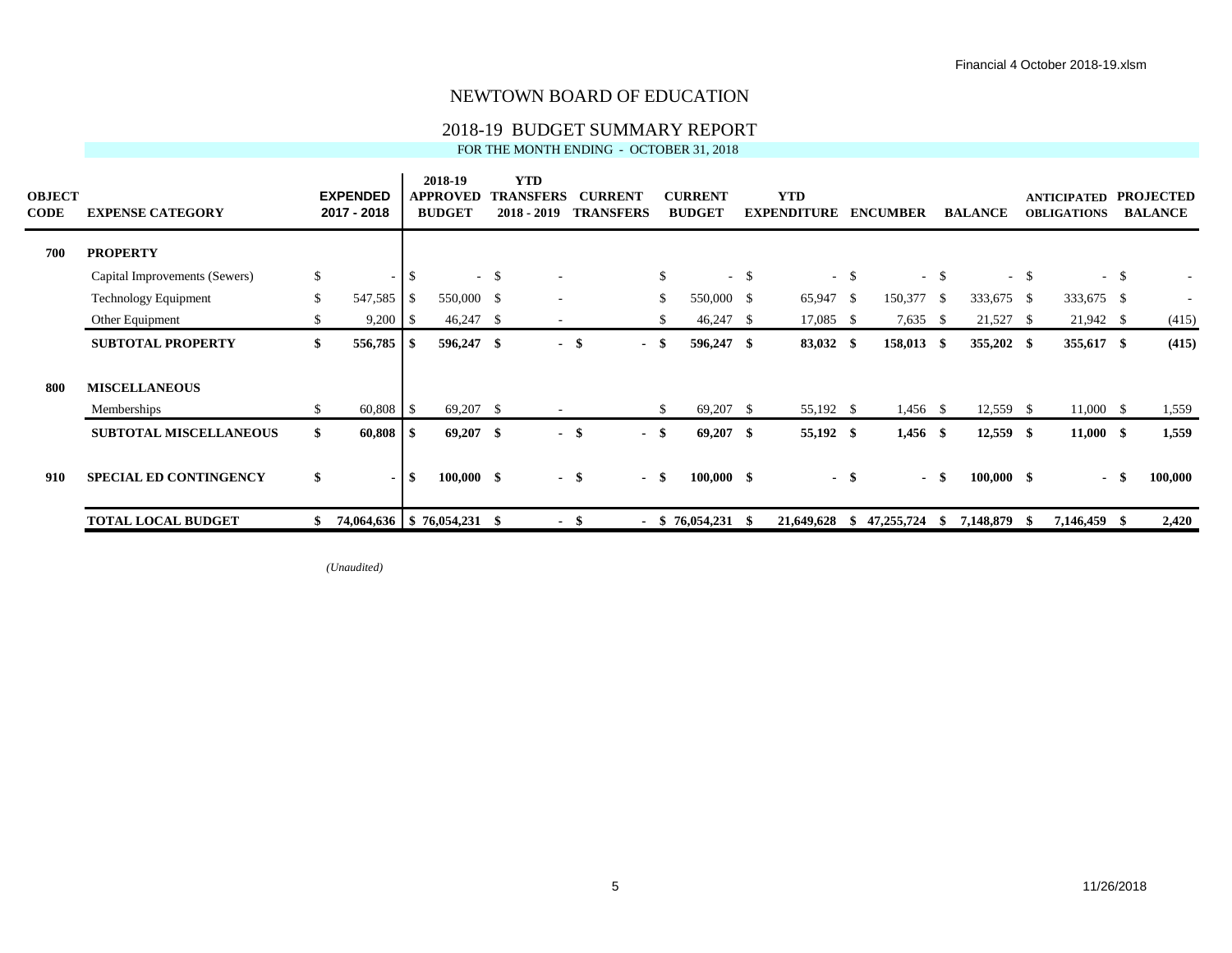# NEWTOWN BOARD OF EDUCATION

## 2018-19 BUDGET SUMMARY REPORT

FOR THE MONTH ENDING - OCTOBER 31, 2018

| OBJECT CODE | EXPENSE CATEGORY | EXPENDED 2017 - 2018 | 2018-19 APPROVED BUDGET | YTD TRANSFERS 2018 - 2019 | CURRENT TRANSFERS | CURRENT BUDGET | YTD EXPENDITURE | ENCUMBER | BALANCE | ANTICIPATED OBLIGATIONS | PROJECTED BALANCE |
|---|---|---|---|---|---|---|---|---|---|---|---|
| **700** | **PROPERTY** | | | | | | | | | | |
| | Capital Improvements (Sewers) | $ - | $ - | $ - | | $ - | $ - | $ - | $ - | $ - | $ - |
| | Technology Equipment | $ 547,585 | $ 550,000 | $ - | | $ 550,000 | $ 65,947 | $ 150,377 | $ 333,675 | $ 333,675 | $ - |
| | Other Equipment | $ 9,200 | $ 46,247 | $ - | | $ 46,247 | $ 17,085 | $ 7,635 | $ 21,527 | $ 21,942 | $ (415) |
| | **SUBTOTAL PROPERTY** | **$ 556,785** | **$ 596,247** | **$ -** | **$ -** | **$ 596,247** | **$ 83,032** | **$ 158,013** | **$ 355,202** | **$ 355,617** | **$ (415)** |
| **800** | **MISCELLANEOUS** | | | | | | | | | | |
| | Memberships | $ 60,808 | $ 69,207 | $ - | | $ 69,207 | $ 55,192 | $ 1,456 | $ 12,559 | $ 11,000 | $ 1,559 |
| | **SUBTOTAL MISCELLANEOUS** | **$ 60,808** | **$ 69,207** | **$ -** | **$ -** | **$ 69,207** | **$ 55,192** | **$ 1,456** | **$ 12,559** | **$ 11,000** | **$ 1,559** |
| **910** | **SPECIAL ED CONTINGENCY** | **$ -** | **$ 100,000** | **$ -** | **$ -** | **$ 100,000** | **$ -** | **$ -** | **$ 100,000** | **$ -** | **$ 100,000** |
| | **TOTAL LOCAL BUDGET** | **$ 74,064,636** | **$ 76,054,231** | **$ -** | **$ -** | **$ 76,054,231** | **$ 21,649,628** | **$ 47,255,724** | **$ 7,148,879** | **$ 7,146,459** | **$ 2,420** |

*(Unaudited)*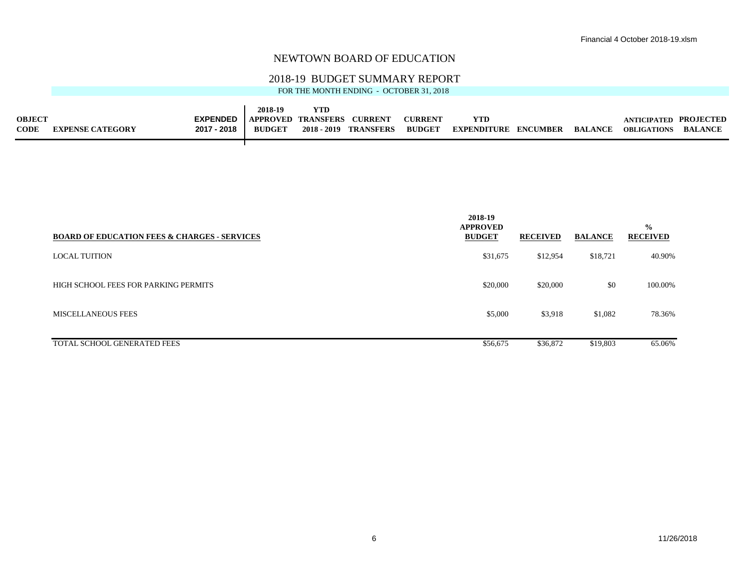# NEWTOWN BOARD OF EDUCATION

## 2018-19 BUDGET SUMMARY REPORT

FOR THE MONTH ENDING - OCTOBER 31, 2018

| OBJECT CODE | EXPENSE CATEGORY | EXPENDED 2017 - 2018 | 2018-19 APPROVED BUDGET | YTD TRANSFERS 2018 - 2019 | CURRENT TRANSFERS | CURRENT BUDGET | YTD EXPENDITURE | ENCUMBER | BALANCE | ANTICIPATED OBLIGATIONS | PROJECTED BALANCE |
|---|---|---|---|---|---|---|---|---|---|---|---|

| BOARD OF EDUCATION FEES & CHARGES - SERVICES | 2018-19 APPROVED BUDGET | RECEIVED | BALANCE | % RECEIVED |
|---|---|---|---|---|
| LOCAL TUITION | $31,675 | $12,954 | $18,721 | 40.90% |
| HIGH SCHOOL FEES FOR PARKING PERMITS | $20,000 | $20,000 | $0 | 100.00% |
| MISCELLANEOUS FEES | $5,000 | $3,918 | $1,082 | 78.36% |
| TOTAL SCHOOL GENERATED FEES | $56,675 | $36,872 | $19,803 | 65.06% |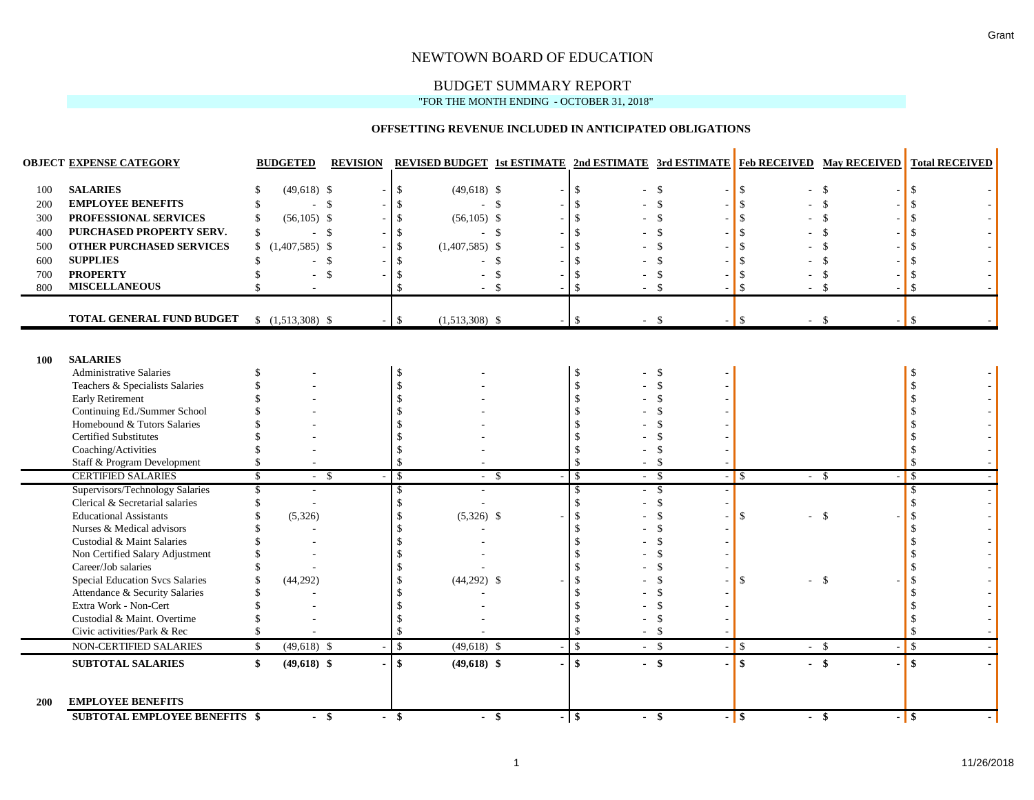# NEWTOWN BOARD OF EDUCATION

## BUDGET SUMMARY REPORT

"FOR THE MONTH ENDING - OCTOBER 31, 2018"

### OFFSETTING REVENUE INCLUDED IN ANTICIPATED OBLIGATIONS

| OBJECT | EXPENSE CATEGORY | BUDGETED | REVISION | REVISED BUDGET | 1st ESTIMATE | 2nd ESTIMATE | 3rd ESTIMATE | Feb RECEIVED | May RECEIVED | Total RECEIVED |
|---|---|---|---|---|---|---|---|---|---|---|
| 100 | **SALARIES** | $ (49,618) | $ - | $ (49,618) | $ - | $ - | $ - | $ - | $ - | $ - |
| 200 | **EMPLOYEE BENEFITS** | $ - | $ - | $ - | $ - | $ - | $ - | $ - | $ - | $ - |
| 300 | **PROFESSIONAL SERVICES** | $ (56,105) | $ - | $ (56,105) | $ - | $ - | $ - | $ - | $ - | $ - |
| 400 | **PURCHASED PROPERTY SERV.** | $ - | $ - | $ - | $ - | $ - | $ - | $ - | $ - | $ - |
| 500 | **OTHER PURCHASED SERVICES** | $ (1,407,585) | $ - | $ (1,407,585) | $ - | $ - | $ - | $ - | $ - | $ - |
| 600 | **SUPPLIES** | $ - | $ - | $ - | $ - | $ - | $ - | $ - | $ - | $ - |
| 700 | **PROPERTY** | $ - | $ - | $ - | $ - | $ - | $ - | $ - | $ - | $ - |
| 800 | **MISCELLANEOUS** | $ - | | $ - | $ - | $ - | $ - | $ - | $ - | $ - |
| | **TOTAL GENERAL FUND BUDGET** | $ (1,513,308) | $ - | $ (1,513,308) | $ - | $ - | $ - | $ - | $ - | $ - |

| OBJECT | EXPENSE CATEGORY | BUDGETED | REVISION | REVISED BUDGET | 1st ESTIMATE | 2nd ESTIMATE | 3rd ESTIMATE | Feb RECEIVED | May RECEIVED | Total RECEIVED |
|---|---|---|---|---|---|---|---|---|---|---|
| **100** | **SALARIES** | | | | | | | | | |
| | Administrative Salaries | $ - | | $ - | | $ - | $ - | | | $ - |
| | Teachers & Specialists Salaries | $ - | | $ - | | $ - | $ - | | | $ - |
| | Early Retirement | $ - | | $ - | | $ - | $ - | | | $ - |
| | Continuing Ed./Summer School | $ - | | $ - | | $ - | $ - | | | $ - |
| | Homebound & Tutors Salaries | $ - | | $ - | | $ - | $ - | | | $ - |
| | Certified Substitutes | $ - | | $ - | | $ - | $ - | | | $ - |
| | Coaching/Activities | $ - | | $ - | | $ - | $ - | | | $ - |
| | Staff & Program Development | $ - | | $ - | | $ - | $ - | | | $ - |
| | CERTIFIED SALARIES | $ - | $ - | $ - | $ - | $ - | $ - | $ - | $ - | $ - |
| | Supervisors/Technology Salaries | $ - | | $ - | | $ - | $ - | | | $ - |
| | Clerical & Secretarial salaries | $ - | | $ - | | $ - | $ - | | | $ - |
| | Educational Assistants | $ (5,326) | | $ (5,326) | $ - | $ - | $ - | $ - | $ - | $ - |
| | Nurses & Medical advisors | $ - | | $ - | | $ - | $ - | | | $ - |
| | Custodial & Maint Salaries | $ - | | $ - | | $ - | $ - | | | $ - |
| | Non Certified Salary Adjustment | $ - | | $ - | | $ - | $ - | | | $ - |
| | Career/Job salaries | $ - | | $ - | | $ - | $ - | | | $ - |
| | Special Education Svcs Salaries | $ (44,292) | | $ (44,292) | $ - | $ - | $ - | $ - | $ - | $ - |
| | Attendance & Security Salaries | $ - | | $ - | | $ - | $ - | | | $ - |
| | Extra Work - Non-Cert | $ - | | $ - | | $ - | $ - | | | $ - |
| | Custodial & Maint. Overtime | $ - | | $ - | | $ - | $ - | | | $ - |
| | Civic activities/Park & Rec | $ - | | $ - | | $ - | $ - | | | $ - |
| | NON-CERTIFIED SALARIES | $ (49,618) | $ - | $ (49,618) | $ - | $ - | $ - | $ - | $ - | $ - |
| | **SUBTOTAL SALARIES** | **$ (49,618)** | **$ -** | **$ (49,618)** | **$ -** | **$ -** | **$ -** | **$ -** | **$ -** | **$ -** |
| **200** | **EMPLOYEE BENEFITS** | | | | | | | | | |
| | **SUBTOTAL EMPLOYEE BENEFITS** | **$ -** | **$ -** | **$ -** | **$ -** | **$ -** | **$ -** | **$ -** | **$ -** | **$ -** |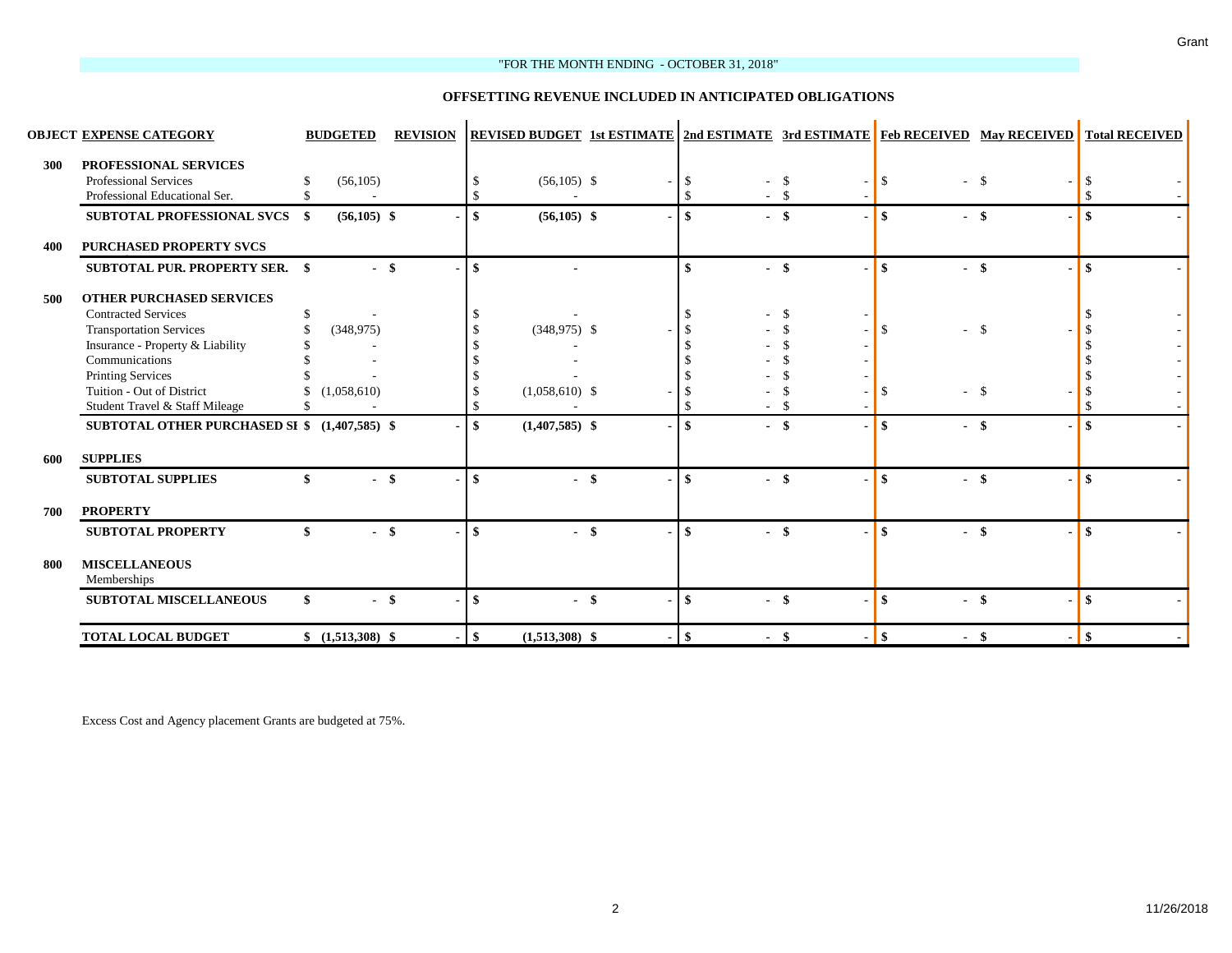"FOR THE MONTH ENDING - OCTOBER 31, 2018"

**OFFSETTING REVENUE INCLUDED IN ANTICIPATED OBLIGATIONS**

| OBJECT | EXPENSE CATEGORY | BUDGETED | REVISION | REVISED BUDGET | 1st ESTIMATE | 2nd ESTIMATE | 3rd ESTIMATE | Feb RECEIVED | May RECEIVED | Total RECEIVED |
|---|---|---|---|---|---|---|---|---|---|---|
| 300 | **PROFESSIONAL SERVICES** | | | | | | | | | |
| | Professional Services | $ (56,105) | | $ (56,105) | $ - | $ - | $ - | $ - | $ - | $ - |
| | Professional Educational Ser. | $ - | | $ - | | $ - | $ - | | | $ - |
| | **SUBTOTAL PROFESSIONAL SVCS** | **$ (56,105)** | **$ -** | **$ (56,105)** | **$ -** | **$ -** | **$ -** | **$ -** | **$ -** | **$ -** |
| 400 | **PURCHASED PROPERTY SVCS** | | | | | | | | | |
| | **SUBTOTAL PUR. PROPERTY SER.** | **$ -** | **$ -** | **$ -** | | **$ -** | **$ -** | **$ -** | **$ -** | **$ -** |
| 500 | **OTHER PURCHASED SERVICES** | | | | | | | | | |
| | Contracted Services | $ - | | $ - | | $ - | $ - | | | $ - |
| | Transportation Services | $ (348,975) | | $ (348,975) | $ - | $ - | $ - | $ - | $ - | $ - |
| | Insurance - Property & Liability | $ - | | $ - | | $ - | $ - | | | $ - |
| | Communications | $ - | | $ - | | $ - | $ - | | | $ - |
| | Printing Services | $ - | | $ - | | $ - | $ - | | | $ - |
| | Tuition - Out of District | $ (1,058,610) | | $ (1,058,610) | $ - | $ - | $ - | $ - | $ - | $ - |
| | Student Travel & Staff Mileage | $ - | | $ - | | $ - | $ - | | | $ - |
| | **SUBTOTAL OTHER PURCHASED SI** | **$ (1,407,585)** | **$ -** | **$ (1,407,585)** | **$ -** | **$ -** | **$ -** | **$ -** | **$ -** | **$ -** |
| 600 | **SUPPLIES** | | | | | | | | | |
| | **SUBTOTAL SUPPLIES** | **$ -** | **$ -** | **$ -** | **$ -** | **$ -** | **$ -** | **$ -** | **$ -** | **$ -** |
| 700 | **PROPERTY** | | | | | | | | | |
| | **SUBTOTAL PROPERTY** | **$ -** | **$ -** | **$ -** | **$ -** | **$ -** | **$ -** | **$ -** | **$ -** | **$ -** |
| 800 | **MISCELLANEOUS** | | | | | | | | | |
| | Memberships | | | | | | | | | |
| | **SUBTOTAL MISCELLANEOUS** | **$ -** | **$ -** | **$ -** | **$ -** | **$ -** | **$ -** | **$ -** | **$ -** | **$ -** |
| | **TOTAL LOCAL BUDGET** | **$ (1,513,308)** | **$ -** | **$ (1,513,308)** | **$ -** | **$ -** | **$ -** | **$ -** | **$ -** | **$ -** |

Excess Cost and Agency placement Grants are budgeted at 75%.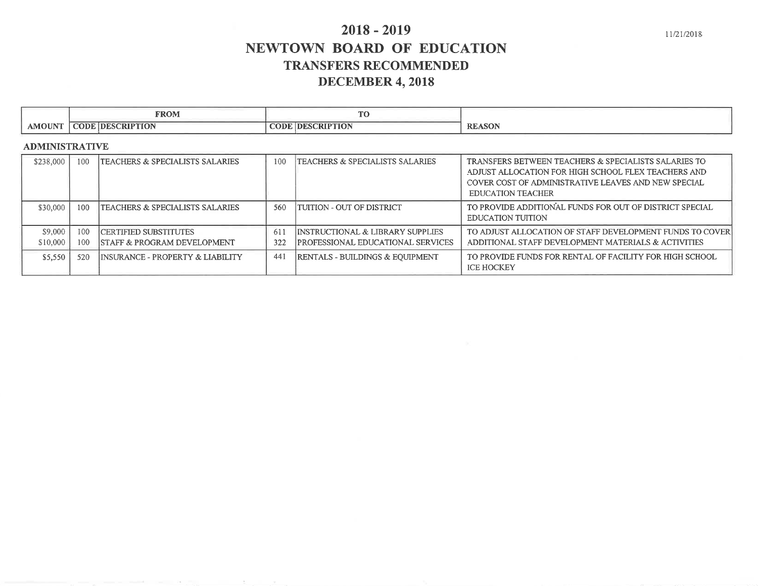# 2018 - 2019
# NEWTOWN BOARD OF EDUCATION
## TRANSFERS RECOMMENDED
## DECEMBER 4, 2018

11/21/2018

| | FROM | | TO | | |
|---|---|---|---|---|---|
| AMOUNT | CODE | DESCRIPTION | CODE | DESCRIPTION | REASON |
| **ADMINISTRATIVE** | | | | | |
| $238,000 | 100 | TEACHERS & SPECIALISTS SALARIES | 100 | TEACHERS & SPECIALISTS SALARIES | TRANSFERS BETWEEN TEACHERS & SPECIALISTS SALARIES TO ADJUST ALLOCATION FOR HIGH SCHOOL FLEX TEACHERS AND COVER COST OF ADMINISTRATIVE LEAVES AND NEW SPECIAL EDUCATION TEACHER |
| $30,000 | 100 | TEACHERS & SPECIALISTS SALARIES | 560 | TUITION - OUT OF DISTRICT | TO PROVIDE ADDITIONAL FUNDS FOR OUT OF DISTRICT SPECIAL EDUCATION TUITION |
| $9,000<br>$10,000 | 100<br>100 | CERTIFIED SUBSTITUTES<br>STAFF & PROGRAM DEVELOPMENT | 611<br>322 | INSTRUCTIONAL & LIBRARY SUPPLIES<br>PROFESSIONAL EDUCATIONAL SERVICES | TO ADJUST ALLOCATION OF STAFF DEVELOPMENT FUNDS TO COVER ADDITIONAL STAFF DEVELOPMENT MATERIALS & ACTIVITIES |
| $5,550 | 520 | INSURANCE - PROPERTY & LIABILITY | 441 | RENTALS - BUILDINGS & EQUIPMENT | TO PROVIDE FUNDS FOR RENTAL OF FACILITY FOR HIGH SCHOOL ICE HOCKEY |